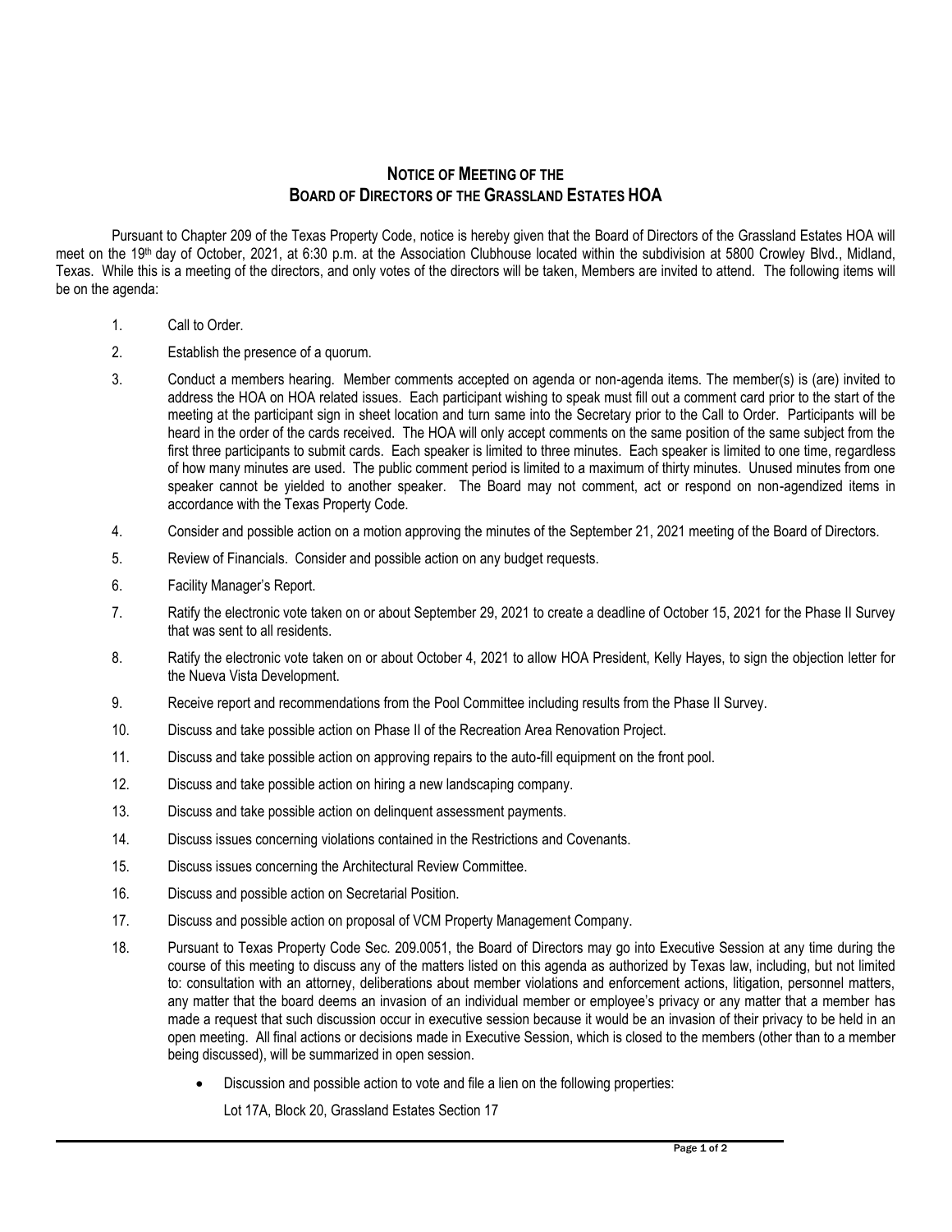# NOTICE OF MEETING OF THE BOARD OF DIRECTORS OF THE GRASSLAND ESTATES HOA

Pursuant to Chapter 209 of the Texas Property Code, notice is hereby given that the Board of Directors of the Grassland Estates HOA will meet on the 19th day of October, 2021, at 6:30 p.m. at the Association Clubhouse located within the subdivision at 5800 Crowley Blvd., Midland, Texas. While this is a meeting of the directors, and only votes of the directors will be taken, Members are invited to attend. The following items will be on the agenda:

1. Call to Order.
2. Establish the presence of a quorum.
3. Conduct a members hearing. Member comments accepted on agenda or non-agenda items. The member(s) is (are) invited to address the HOA on HOA related issues. Each participant wishing to speak must fill out a comment card prior to the start of the meeting at the participant sign in sheet location and turn same into the Secretary prior to the Call to Order. Participants will be heard in the order of the cards received. The HOA will only accept comments on the same position of the same subject from the first three participants to submit cards. Each speaker is limited to three minutes. Each speaker is limited to one time, regardless of how many minutes are used. The public comment period is limited to a maximum of thirty minutes. Unused minutes from one speaker cannot be yielded to another speaker. The Board may not comment, act or respond on non-agendized items in accordance with the Texas Property Code.
4. Consider and possible action on a motion approving the minutes of the September 21, 2021 meeting of the Board of Directors.
5. Review of Financials. Consider and possible action on any budget requests.
6. Facility Manager's Report.
7. Ratify the electronic vote taken on or about September 29, 2021 to create a deadline of October 15, 2021 for the Phase II Survey that was sent to all residents.
8. Ratify the electronic vote taken on or about October 4, 2021 to allow HOA President, Kelly Hayes, to sign the objection letter for the Nueva Vista Development.
9. Receive report and recommendations from the Pool Committee including results from the Phase II Survey.
10. Discuss and take possible action on Phase II of the Recreation Area Renovation Project.
11. Discuss and take possible action on approving repairs to the auto-fill equipment on the front pool.
12. Discuss and take possible action on hiring a new landscaping company.
13. Discuss and take possible action on delinquent assessment payments.
14. Discuss issues concerning violations contained in the Restrictions and Covenants.
15. Discuss issues concerning the Architectural Review Committee.
16. Discuss and possible action on Secretarial Position.
17. Discuss and possible action on proposal of VCM Property Management Company.
18. Pursuant to Texas Property Code Sec. 209.0051, the Board of Directors may go into Executive Session at any time during the course of this meeting to discuss any of the matters listed on this agenda as authorized by Texas law, including, but not limited to: consultation with an attorney, deliberations about member violations and enforcement actions, litigation, personnel matters, any matter that the board deems an invasion of an individual member or employee's privacy or any matter that a member has made a request that such discussion occur in executive session because it would be an invasion of their privacy to be held in an open meeting. All final actions or decisions made in Executive Session, which is closed to the members (other than to a member being discussed), will be summarized in open session.

    - Discussion and possible action to vote and file a lien on the following properties:

      Lot 17A, Block 20, Grassland Estates Section 17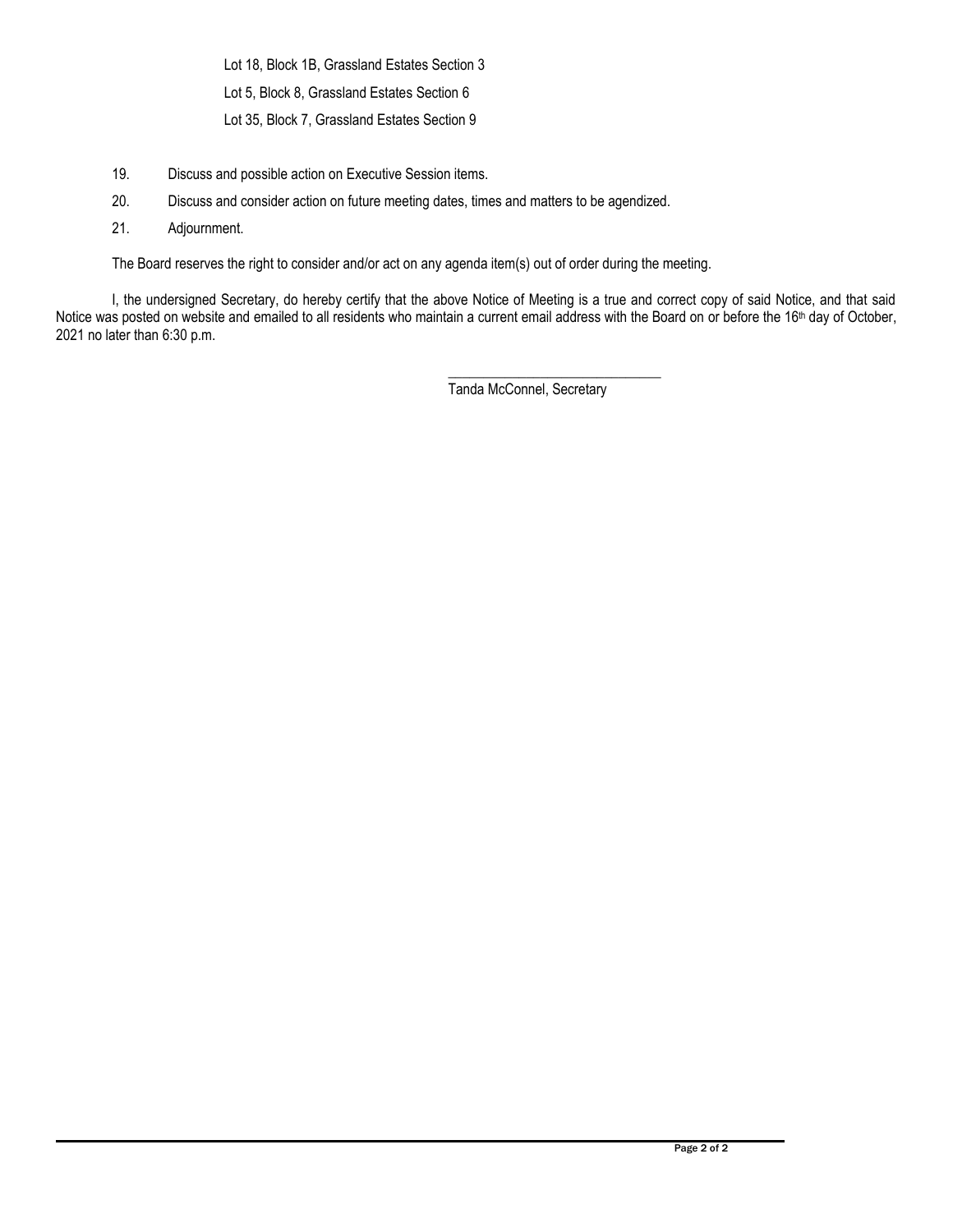Lot 18, Block 1B, Grassland Estates Section 3

Lot 5, Block 8, Grassland Estates Section 6

Lot 35, Block 7, Grassland Estates Section 9

19. Discuss and possible action on Executive Session items.

20. Discuss and consider action on future meeting dates, times and matters to be agendized.

21. Adjournment.

The Board reserves the right to consider and/or act on any agenda item(s) out of order during the meeting.

I, the undersigned Secretary, do hereby certify that the above Notice of Meeting is a true and correct copy of said Notice, and that said Notice was posted on website and emailed to all residents who maintain a current email address with the Board on or before the 16th day of October, 2021 no later than 6:30 p.m.

\_\_\_\_\_\_\_\_\_\_\_\_\_\_\_\_\_\_\_\_\_\_\_\_\_\_\_\_\_\_

Tanda McConnel, Secretary